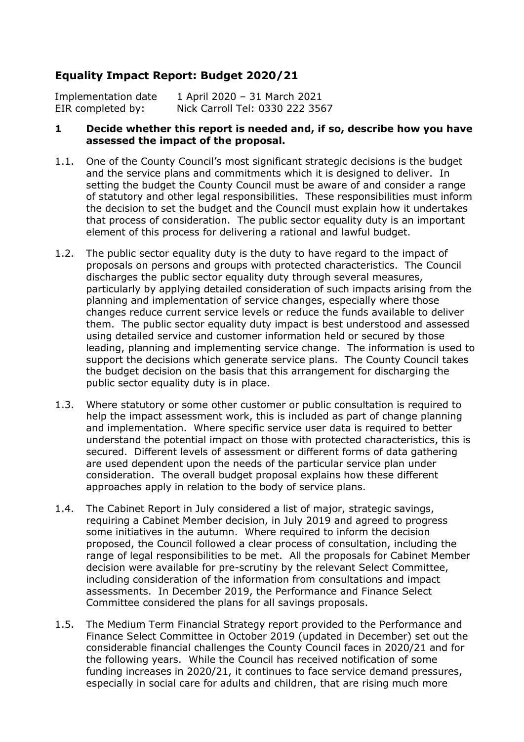## Equality Impact Report: Budget 2020/21

Implementation date 1 April 2020 – 31 March 2021
EIR completed by: Nick Carroll Tel: 0330 222 3567

### 1 Decide whether this report is needed and, if so, describe how you have assessed the impact of the proposal.

1.1. One of the County Council's most significant strategic decisions is the budget and the service plans and commitments which it is designed to deliver. In setting the budget the County Council must be aware of and consider a range of statutory and other legal responsibilities. These responsibilities must inform the decision to set the budget and the Council must explain how it undertakes that process of consideration. The public sector equality duty is an important element of this process for delivering a rational and lawful budget.

1.2. The public sector equality duty is the duty to have regard to the impact of proposals on persons and groups with protected characteristics. The Council discharges the public sector equality duty through several measures, particularly by applying detailed consideration of such impacts arising from the planning and implementation of service changes, especially where those changes reduce current service levels or reduce the funds available to deliver them. The public sector equality duty impact is best understood and assessed using detailed service and customer information held or secured by those leading, planning and implementing service change. The information is used to support the decisions which generate service plans. The County Council takes the budget decision on the basis that this arrangement for discharging the public sector equality duty is in place.

1.3. Where statutory or some other customer or public consultation is required to help the impact assessment work, this is included as part of change planning and implementation. Where specific service user data is required to better understand the potential impact on those with protected characteristics, this is secured. Different levels of assessment or different forms of data gathering are used dependent upon the needs of the particular service plan under consideration. The overall budget proposal explains how these different approaches apply in relation to the body of service plans.

1.4. The Cabinet Report in July considered a list of major, strategic savings, requiring a Cabinet Member decision, in July 2019 and agreed to progress some initiatives in the autumn. Where required to inform the decision proposed, the Council followed a clear process of consultation, including the range of legal responsibilities to be met. All the proposals for Cabinet Member decision were available for pre-scrutiny by the relevant Select Committee, including consideration of the information from consultations and impact assessments. In December 2019, the Performance and Finance Select Committee considered the plans for all savings proposals.

1.5. The Medium Term Financial Strategy report provided to the Performance and Finance Select Committee in October 2019 (updated in December) set out the considerable financial challenges the County Council faces in 2020/21 and for the following years. While the Council has received notification of some funding increases in 2020/21, it continues to face service demand pressures, especially in social care for adults and children, that are rising much more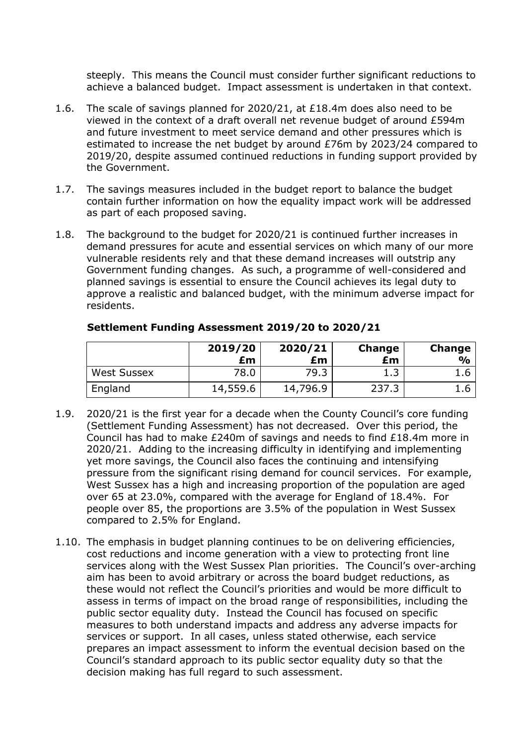steeply. This means the Council must consider further significant reductions to achieve a balanced budget. Impact assessment is undertaken in that context.

1.6. The scale of savings planned for 2020/21, at £18.4m does also need to be viewed in the context of a draft overall net revenue budget of around £594m and future investment to meet service demand and other pressures which is estimated to increase the net budget by around £76m by 2023/24 compared to 2019/20, despite assumed continued reductions in funding support provided by the Government.

1.7. The savings measures included in the budget report to balance the budget contain further information on how the equality impact work will be addressed as part of each proposed saving.

1.8. The background to the budget for 2020/21 is continued further increases in demand pressures for acute and essential services on which many of our more vulnerable residents rely and that these demand increases will outstrip any Government funding changes. As such, a programme of well-considered and planned savings is essential to ensure the Council achieves its legal duty to approve a realistic and balanced budget, with the minimum adverse impact for residents.

**Settlement Funding Assessment 2019/20 to 2020/21**

| | **2019/20 £m** | **2020/21 £m** | **Change £m** | **Change %** |
|---|---|---|---|---|
| West Sussex | 78.0 | 79.3 | 1.3 | 1.6 |
| England | 14,559.6 | 14,796.9 | 237.3 | 1.6 |

1.9. 2020/21 is the first year for a decade when the County Council's core funding (Settlement Funding Assessment) has not decreased. Over this period, the Council has had to make £240m of savings and needs to find £18.4m more in 2020/21. Adding to the increasing difficulty in identifying and implementing yet more savings, the Council also faces the continuing and intensifying pressure from the significant rising demand for council services. For example, West Sussex has a high and increasing proportion of the population are aged over 65 at 23.0%, compared with the average for England of 18.4%. For people over 85, the proportions are 3.5% of the population in West Sussex compared to 2.5% for England.

1.10. The emphasis in budget planning continues to be on delivering efficiencies, cost reductions and income generation with a view to protecting front line services along with the West Sussex Plan priorities. The Council's over-arching aim has been to avoid arbitrary or across the board budget reductions, as these would not reflect the Council's priorities and would be more difficult to assess in terms of impact on the broad range of responsibilities, including the public sector equality duty. Instead the Council has focused on specific measures to both understand impacts and address any adverse impacts for services or support. In all cases, unless stated otherwise, each service prepares an impact assessment to inform the eventual decision based on the Council's standard approach to its public sector equality duty so that the decision making has full regard to such assessment.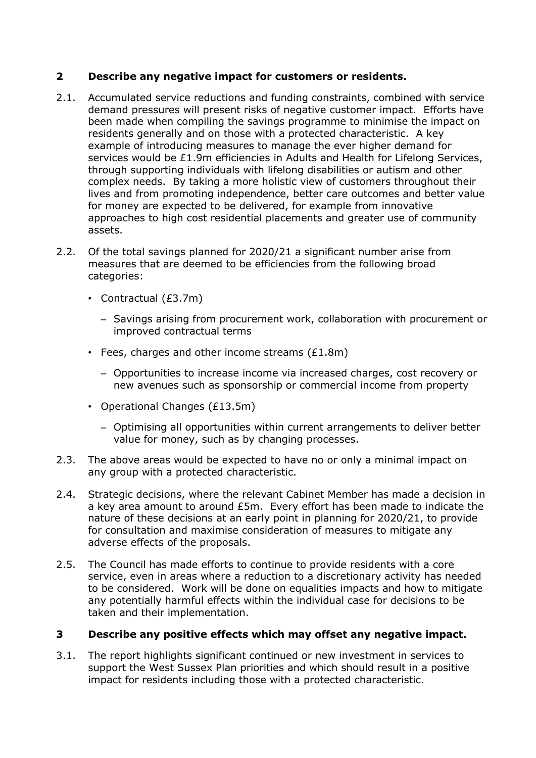## 2 Describe any negative impact for customers or residents.

2.1. Accumulated service reductions and funding constraints, combined with service demand pressures will present risks of negative customer impact. Efforts have been made when compiling the savings programme to minimise the impact on residents generally and on those with a protected characteristic. A key example of introducing measures to manage the ever higher demand for services would be £1.9m efficiencies in Adults and Health for Lifelong Services, through supporting individuals with lifelong disabilities or autism and other complex needs. By taking a more holistic view of customers throughout their lives and from promoting independence, better care outcomes and better value for money are expected to be delivered, for example from innovative approaches to high cost residential placements and greater use of community assets.

2.2. Of the total savings planned for 2020/21 a significant number arise from measures that are deemed to be efficiencies from the following broad categories:

- Contractual (£3.7m)
  - Savings arising from procurement work, collaboration with procurement or improved contractual terms
- Fees, charges and other income streams (£1.8m)
  - Opportunities to increase income via increased charges, cost recovery or new avenues such as sponsorship or commercial income from property
- Operational Changes (£13.5m)
  - Optimising all opportunities within current arrangements to deliver better value for money, such as by changing processes.

2.3. The above areas would be expected to have no or only a minimal impact on any group with a protected characteristic.

2.4. Strategic decisions, where the relevant Cabinet Member has made a decision in a key area amount to around £5m. Every effort has been made to indicate the nature of these decisions at an early point in planning for 2020/21, to provide for consultation and maximise consideration of measures to mitigate any adverse effects of the proposals.

2.5. The Council has made efforts to continue to provide residents with a core service, even in areas where a reduction to a discretionary activity has needed to be considered. Work will be done on equalities impacts and how to mitigate any potentially harmful effects within the individual case for decisions to be taken and their implementation.

## 3 Describe any positive effects which may offset any negative impact.

3.1. The report highlights significant continued or new investment in services to support the West Sussex Plan priorities and which should result in a positive impact for residents including those with a protected characteristic.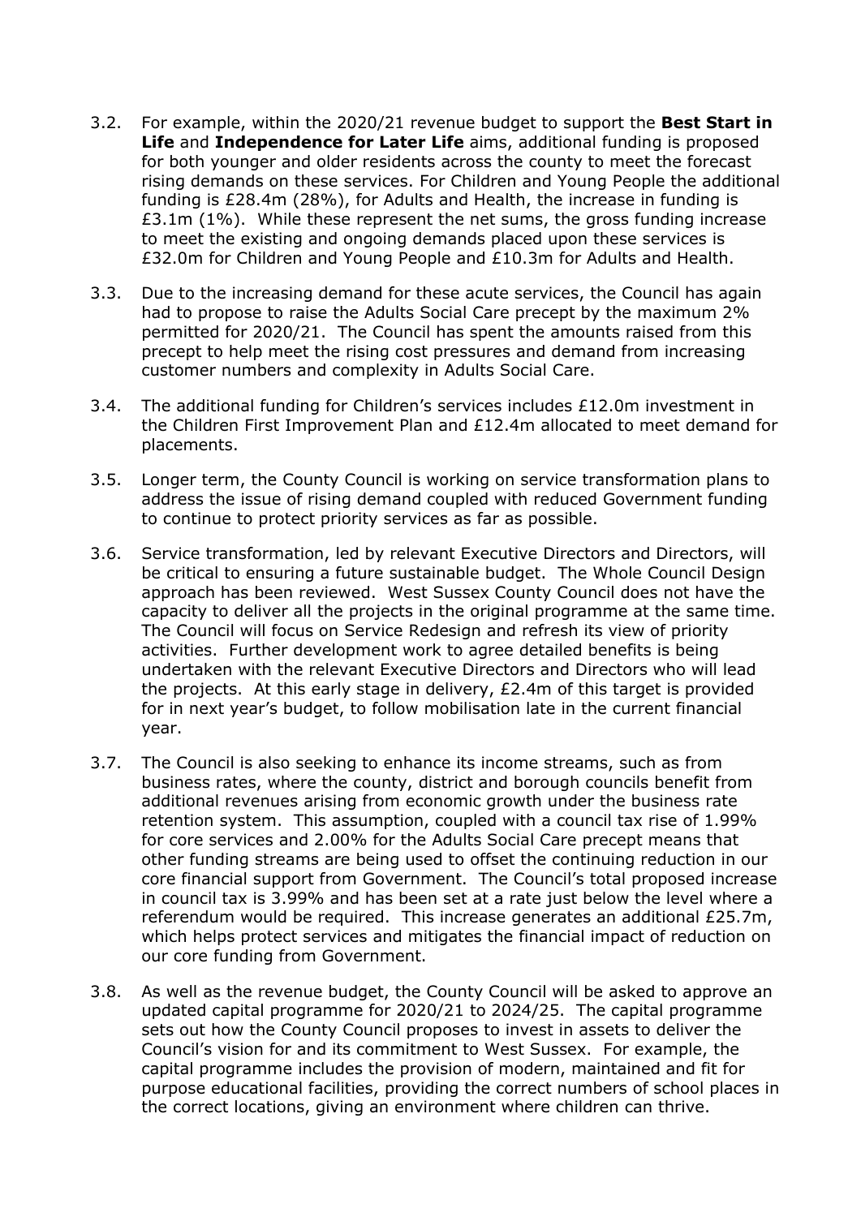3.2. For example, within the 2020/21 revenue budget to support the **Best Start in Life** and **Independence for Later Life** aims, additional funding is proposed for both younger and older residents across the county to meet the forecast rising demands on these services. For Children and Young People the additional funding is £28.4m (28%), for Adults and Health, the increase in funding is £3.1m (1%). While these represent the net sums, the gross funding increase to meet the existing and ongoing demands placed upon these services is £32.0m for Children and Young People and £10.3m for Adults and Health.

3.3. Due to the increasing demand for these acute services, the Council has again had to propose to raise the Adults Social Care precept by the maximum 2% permitted for 2020/21. The Council has spent the amounts raised from this precept to help meet the rising cost pressures and demand from increasing customer numbers and complexity in Adults Social Care.

3.4. The additional funding for Children's services includes £12.0m investment in the Children First Improvement Plan and £12.4m allocated to meet demand for placements.

3.5. Longer term, the County Council is working on service transformation plans to address the issue of rising demand coupled with reduced Government funding to continue to protect priority services as far as possible.

3.6. Service transformation, led by relevant Executive Directors and Directors, will be critical to ensuring a future sustainable budget. The Whole Council Design approach has been reviewed. West Sussex County Council does not have the capacity to deliver all the projects in the original programme at the same time. The Council will focus on Service Redesign and refresh its view of priority activities. Further development work to agree detailed benefits is being undertaken with the relevant Executive Directors and Directors who will lead the projects. At this early stage in delivery, £2.4m of this target is provided for in next year's budget, to follow mobilisation late in the current financial year.

3.7. The Council is also seeking to enhance its income streams, such as from business rates, where the county, district and borough councils benefit from additional revenues arising from economic growth under the business rate retention system. This assumption, coupled with a council tax rise of 1.99% for core services and 2.00% for the Adults Social Care precept means that other funding streams are being used to offset the continuing reduction in our core financial support from Government. The Council's total proposed increase in council tax is 3.99% and has been set at a rate just below the level where a referendum would be required. This increase generates an additional £25.7m, which helps protect services and mitigates the financial impact of reduction on our core funding from Government.

3.8. As well as the revenue budget, the County Council will be asked to approve an updated capital programme for 2020/21 to 2024/25. The capital programme sets out how the County Council proposes to invest in assets to deliver the Council's vision for and its commitment to West Sussex. For example, the capital programme includes the provision of modern, maintained and fit for purpose educational facilities, providing the correct numbers of school places in the correct locations, giving an environment where children can thrive.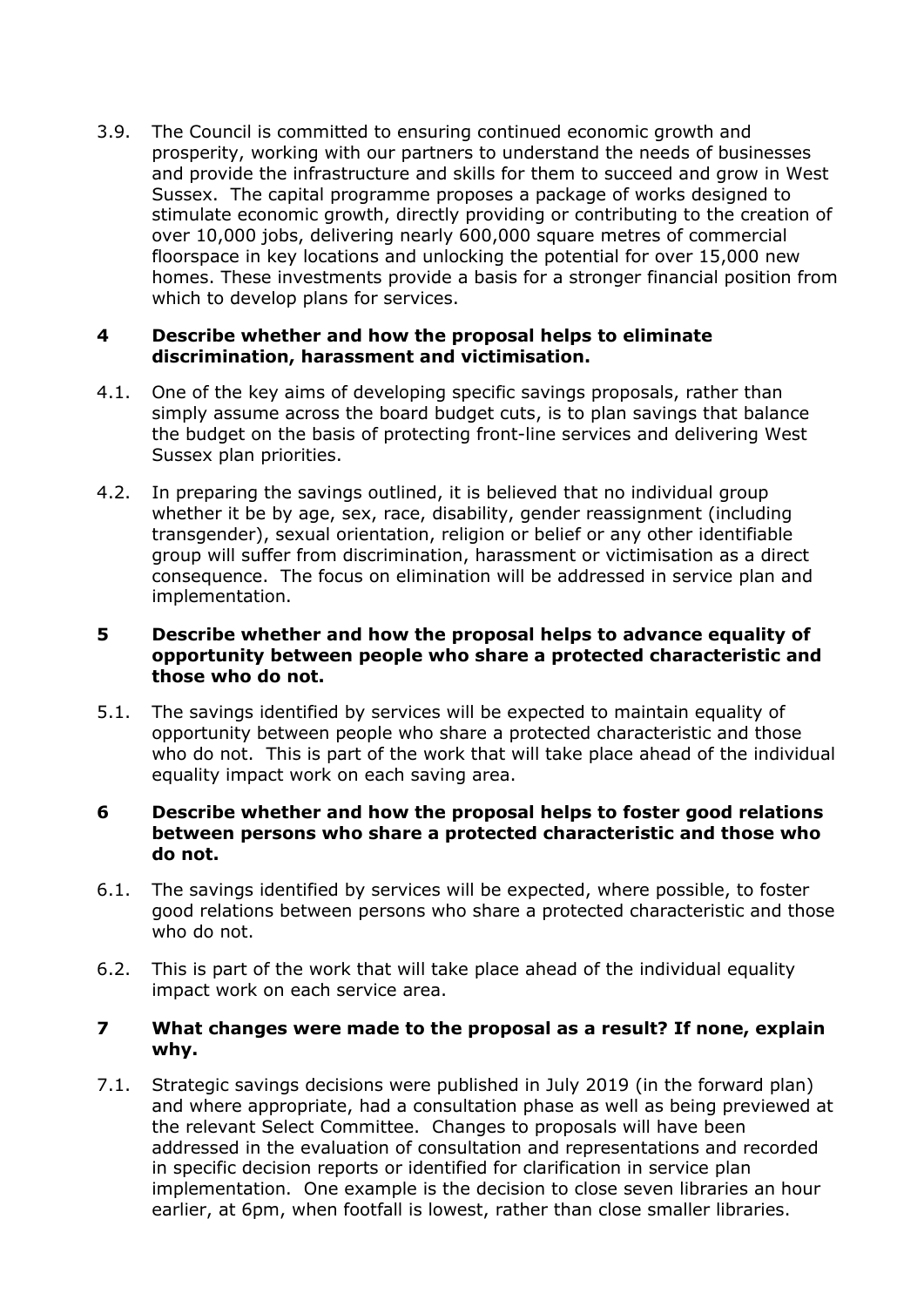3.9. The Council is committed to ensuring continued economic growth and prosperity, working with our partners to understand the needs of businesses and provide the infrastructure and skills for them to succeed and grow in West Sussex. The capital programme proposes a package of works designed to stimulate economic growth, directly providing or contributing to the creation of over 10,000 jobs, delivering nearly 600,000 square metres of commercial floorspace in key locations and unlocking the potential for over 15,000 new homes. These investments provide a basis for a stronger financial position from which to develop plans for services.

**4 Describe whether and how the proposal helps to eliminate discrimination, harassment and victimisation.**

4.1. One of the key aims of developing specific savings proposals, rather than simply assume across the board budget cuts, is to plan savings that balance the budget on the basis of protecting front-line services and delivering West Sussex plan priorities.

4.2. In preparing the savings outlined, it is believed that no individual group whether it be by age, sex, race, disability, gender reassignment (including transgender), sexual orientation, religion or belief or any other identifiable group will suffer from discrimination, harassment or victimisation as a direct consequence. The focus on elimination will be addressed in service plan and implementation.

**5 Describe whether and how the proposal helps to advance equality of opportunity between people who share a protected characteristic and those who do not.**

5.1. The savings identified by services will be expected to maintain equality of opportunity between people who share a protected characteristic and those who do not. This is part of the work that will take place ahead of the individual equality impact work on each saving area.

**6 Describe whether and how the proposal helps to foster good relations between persons who share a protected characteristic and those who do not.**

6.1. The savings identified by services will be expected, where possible, to foster good relations between persons who share a protected characteristic and those who do not.

6.2. This is part of the work that will take place ahead of the individual equality impact work on each service area.

**7 What changes were made to the proposal as a result? If none, explain why.**

7.1. Strategic savings decisions were published in July 2019 (in the forward plan) and where appropriate, had a consultation phase as well as being previewed at the relevant Select Committee. Changes to proposals will have been addressed in the evaluation of consultation and representations and recorded in specific decision reports or identified for clarification in service plan implementation. One example is the decision to close seven libraries an hour earlier, at 6pm, when footfall is lowest, rather than close smaller libraries.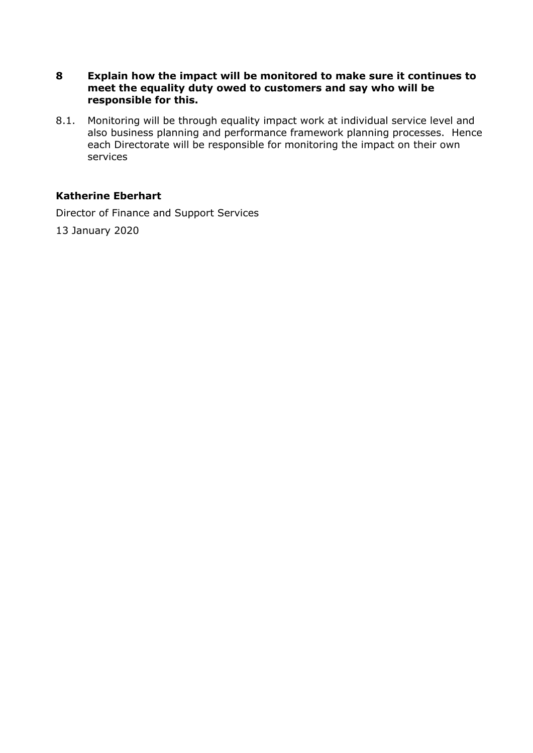## 8 Explain how the impact will be monitored to make sure it continues to meet the equality duty owed to customers and say who will be responsible for this.

8.1. Monitoring will be through equality impact work at individual service level and also business planning and performance framework planning processes. Hence each Directorate will be responsible for monitoring the impact on their own services

**Katherine Eberhart**

Director of Finance and Support Services

13 January 2020